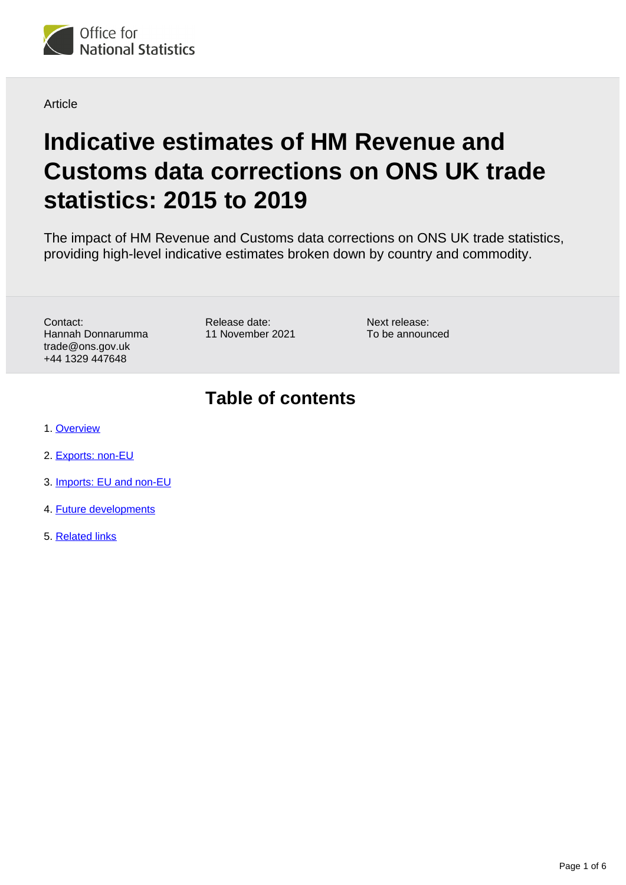Article

# Indicative estimates of HM Revenue and Customs data corrections on ONS UK trade statistics: 2015 to 2019

The impact of HM Revenue and Customs data corrections on ONS UK trade statistics, providing high-level indicative estimates broken down by country and commodity.

Contact:
Hannah Donnarumma
trade@ons.gov.uk
+44 1329 447648

Release date:
11 November 2021

Next release:
To be announced

## Table of contents

1. Overview
2. Exports: non-EU
3. Imports: EU and non-EU
4. Future developments
5. Related links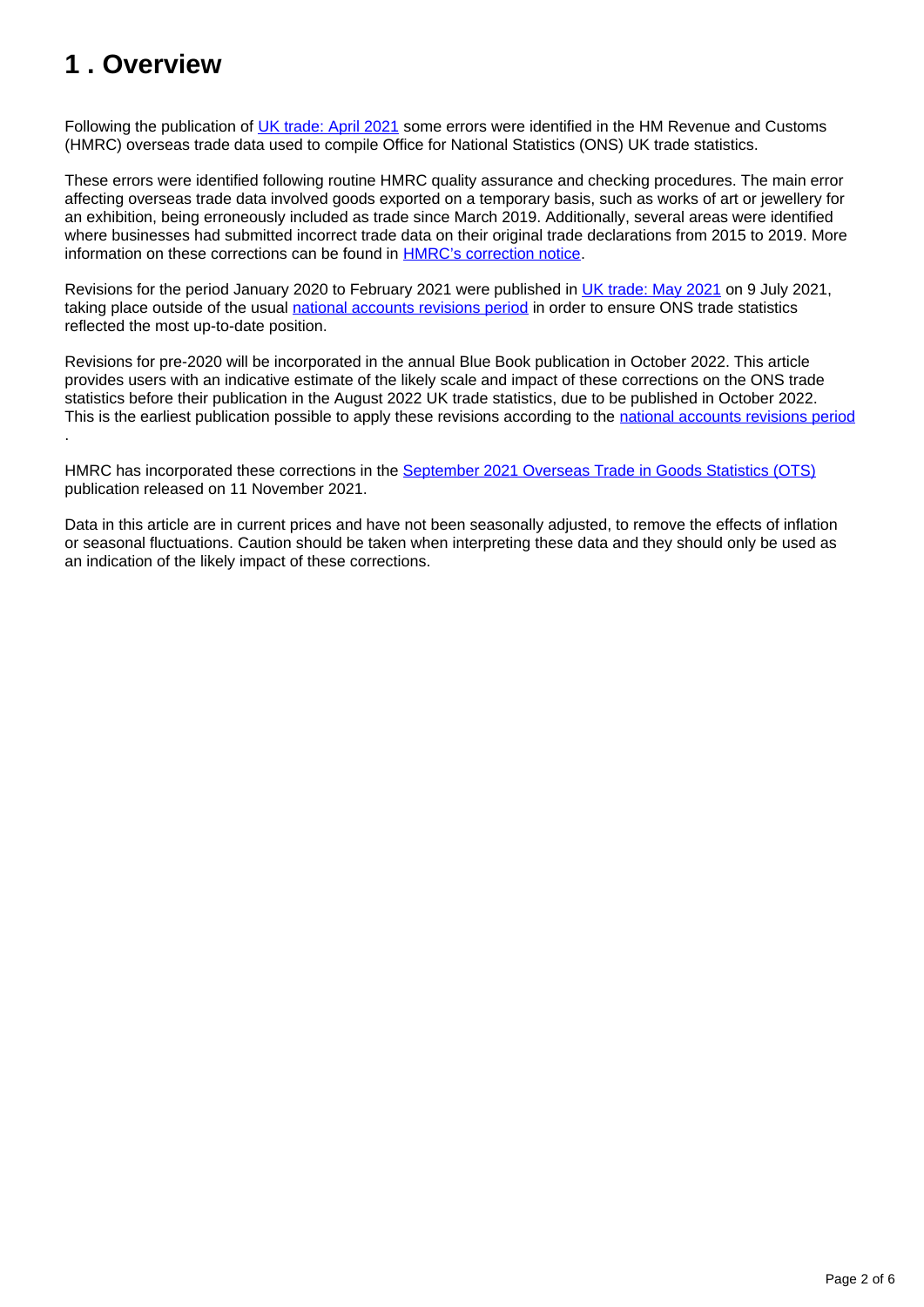## 1 . Overview

Following the publication of UK trade: April 2021 some errors were identified in the HM Revenue and Customs (HMRC) overseas trade data used to compile Office for National Statistics (ONS) UK trade statistics.

These errors were identified following routine HMRC quality assurance and checking procedures. The main error affecting overseas trade data involved goods exported on a temporary basis, such as works of art or jewellery for an exhibition, being erroneously included as trade since March 2019. Additionally, several areas were identified where businesses had submitted incorrect trade data on their original trade declarations from 2015 to 2019. More information on these corrections can be found in HMRC's correction notice.

Revisions for the period January 2020 to February 2021 were published in UK trade: May 2021 on 9 July 2021, taking place outside of the usual national accounts revisions period in order to ensure ONS trade statistics reflected the most up-to-date position.

Revisions for pre-2020 will be incorporated in the annual Blue Book publication in October 2022. This article provides users with an indicative estimate of the likely scale and impact of these corrections on the ONS trade statistics before their publication in the August 2022 UK trade statistics, due to be published in October 2022. This is the earliest publication possible to apply these revisions according to the national accounts revisions period .

HMRC has incorporated these corrections in the September 2021 Overseas Trade in Goods Statistics (OTS) publication released on 11 November 2021.

Data in this article are in current prices and have not been seasonally adjusted, to remove the effects of inflation or seasonal fluctuations. Caution should be taken when interpreting these data and they should only be used as an indication of the likely impact of these corrections.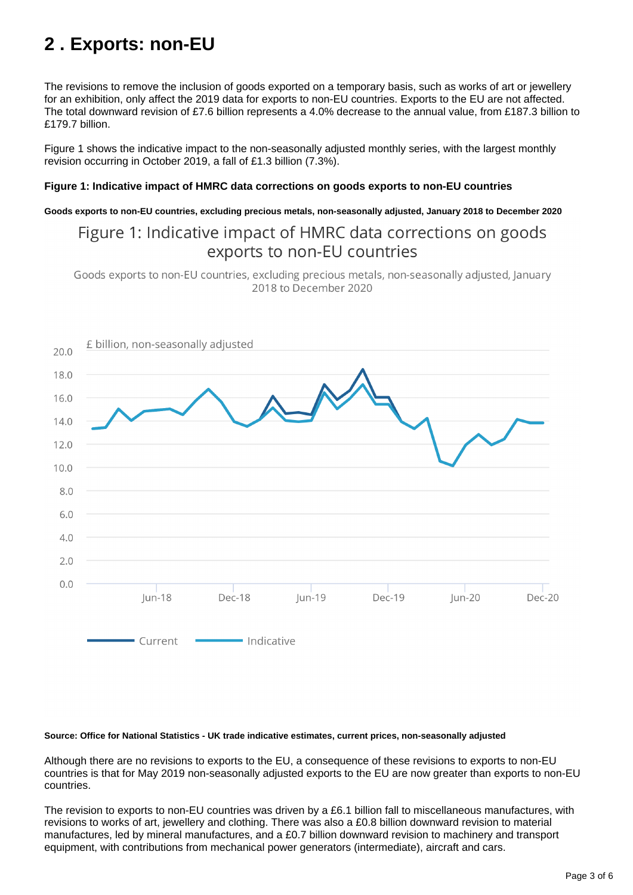## 2 . Exports: non-EU

The revisions to remove the inclusion of goods exported on a temporary basis, such as works of art or jewellery for an exhibition, only affect the 2019 data for exports to non-EU countries. Exports to the EU are not affected. The total downward revision of £7.6 billion represents a 4.0% decrease to the annual value, from £187.3 billion to £179.7 billion.

Figure 1 shows the indicative impact to the non-seasonally adjusted monthly series, with the largest monthly revision occurring in October 2019, a fall of £1.3 billion (7.3%).

**Figure 1: Indicative impact of HMRC data corrections on goods exports to non-EU countries**

**Goods exports to non-EU countries, excluding precious metals, non-seasonally adjusted, January 2018 to December 2020**

**Source: Office for National Statistics - UK trade indicative estimates, current prices, non-seasonally adjusted**

Although there are no revisions to exports to the EU, a consequence of these revisions to exports to non-EU countries is that for May 2019 non-seasonally adjusted exports to the EU are now greater than exports to non-EU countries.

The revision to exports to non-EU countries was driven by a £6.1 billion fall to miscellaneous manufactures, with revisions to works of art, jewellery and clothing. There was also a £0.8 billion downward revision to material manufactures, led by mineral manufactures, and a £0.7 billion downward revision to machinery and transport equipment, with contributions from mechanical power generators (intermediate), aircraft and cars.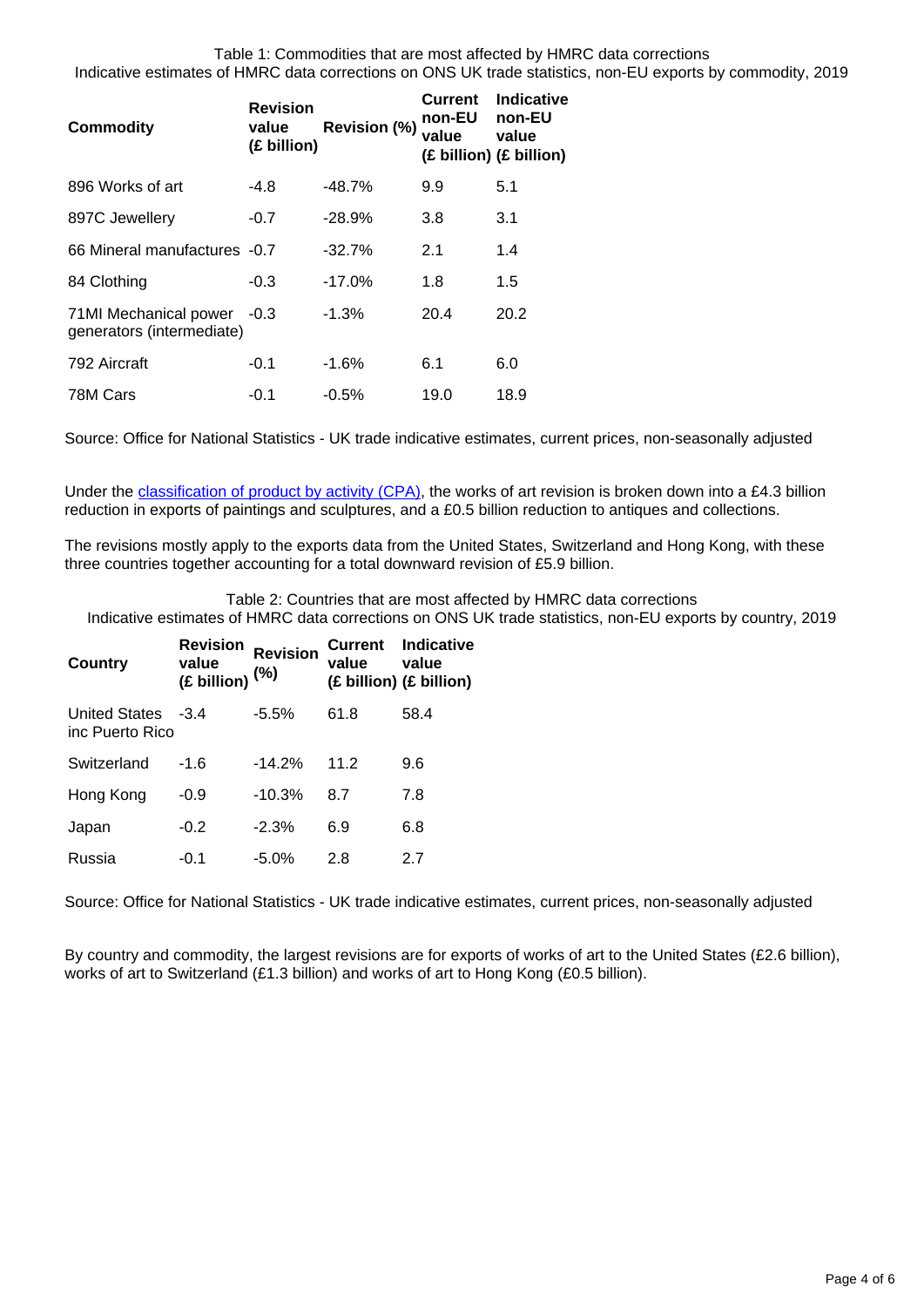Table 1: Commodities that are most affected by HMRC data corrections
Indicative estimates of HMRC data corrections on ONS UK trade statistics, non-EU exports by commodity, 2019

| Commodity | Revision value (£ billion) | Revision (%) | Current non-EU value (£ billion) | Indicative non-EU value (£ billion) |
|---|---|---|---|---|
| 896 Works of art | -4.8 | -48.7% | 9.9 | 5.1 |
| 897C Jewellery | -0.7 | -28.9% | 3.8 | 3.1 |
| 66 Mineral manufactures | -0.7 | -32.7% | 2.1 | 1.4 |
| 84 Clothing | -0.3 | -17.0% | 1.8 | 1.5 |
| 71MI Mechanical power generators (intermediate) | -0.3 | -1.3% | 20.4 | 20.2 |
| 792 Aircraft | -0.1 | -1.6% | 6.1 | 6.0 |
| 78M Cars | -0.1 | -0.5% | 19.0 | 18.9 |

Source: Office for National Statistics - UK trade indicative estimates, current prices, non-seasonally adjusted

Under the classification of product by activity (CPA), the works of art revision is broken down into a £4.3 billion reduction in exports of paintings and sculptures, and a £0.5 billion reduction to antiques and collections.

The revisions mostly apply to the exports data from the United States, Switzerland and Hong Kong, with these three countries together accounting for a total downward revision of £5.9 billion.

Table 2: Countries that are most affected by HMRC data corrections
Indicative estimates of HMRC data corrections on ONS UK trade statistics, non-EU exports by country, 2019

| Country | Revision value (£ billion) | Revision (%) | Current value (£ billion) | Indicative value (£ billion) |
|---|---|---|---|---|
| United States inc Puerto Rico | -3.4 | -5.5% | 61.8 | 58.4 |
| Switzerland | -1.6 | -14.2% | 11.2 | 9.6 |
| Hong Kong | -0.9 | -10.3% | 8.7 | 7.8 |
| Japan | -0.2 | -2.3% | 6.9 | 6.8 |
| Russia | -0.1 | -5.0% | 2.8 | 2.7 |

Source: Office for National Statistics - UK trade indicative estimates, current prices, non-seasonally adjusted

By country and commodity, the largest revisions are for exports of works of art to the United States (£2.6 billion), works of art to Switzerland (£1.3 billion) and works of art to Hong Kong (£0.5 billion).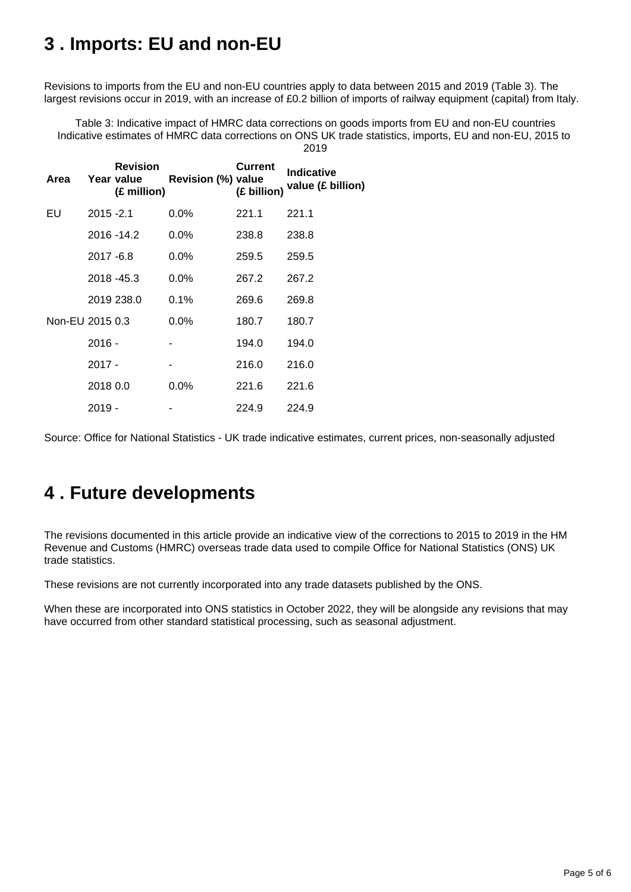## 3 . Imports: EU and non-EU

Revisions to imports from the EU and non-EU countries apply to data between 2015 and 2019 (Table 3). The largest revisions occur in 2019, with an increase of £0.2 billion of imports of railway equipment (capital) from Italy.

Table 3: Indicative impact of HMRC data corrections on goods imports from EU and non-EU countries
Indicative estimates of HMRC data corrections on ONS UK trade statistics, imports, EU and non-EU, 2015 to 2019

| Area | Year | Revision value (£ million) | Revision (%) | Current value (£ billion) | Indicative value (£ billion) |
|---|---|---|---|---|---|
| EU | 2015 | -2.1 | 0.0% | 221.1 | 221.1 |
| | 2016 | -14.2 | 0.0% | 238.8 | 238.8 |
| | 2017 | -6.8 | 0.0% | 259.5 | 259.5 |
| | 2018 | -45.3 | 0.0% | 267.2 | 267.2 |
| | 2019 | 238.0 | 0.1% | 269.6 | 269.8 |
| Non-EU | 2015 | 0.3 | 0.0% | 180.7 | 180.7 |
| | 2016 | - | - | 194.0 | 194.0 |
| | 2017 | - | - | 216.0 | 216.0 |
| | 2018 | 0.0 | 0.0% | 221.6 | 221.6 |
| | 2019 | - | - | 224.9 | 224.9 |

Source: Office for National Statistics - UK trade indicative estimates, current prices, non-seasonally adjusted

## 4 . Future developments

The revisions documented in this article provide an indicative view of the corrections to 2015 to 2019 in the HM Revenue and Customs (HMRC) overseas trade data used to compile Office for National Statistics (ONS) UK trade statistics.

These revisions are not currently incorporated into any trade datasets published by the ONS.

When these are incorporated into ONS statistics in October 2022, they will be alongside any revisions that may have occurred from other standard statistical processing, such as seasonal adjustment.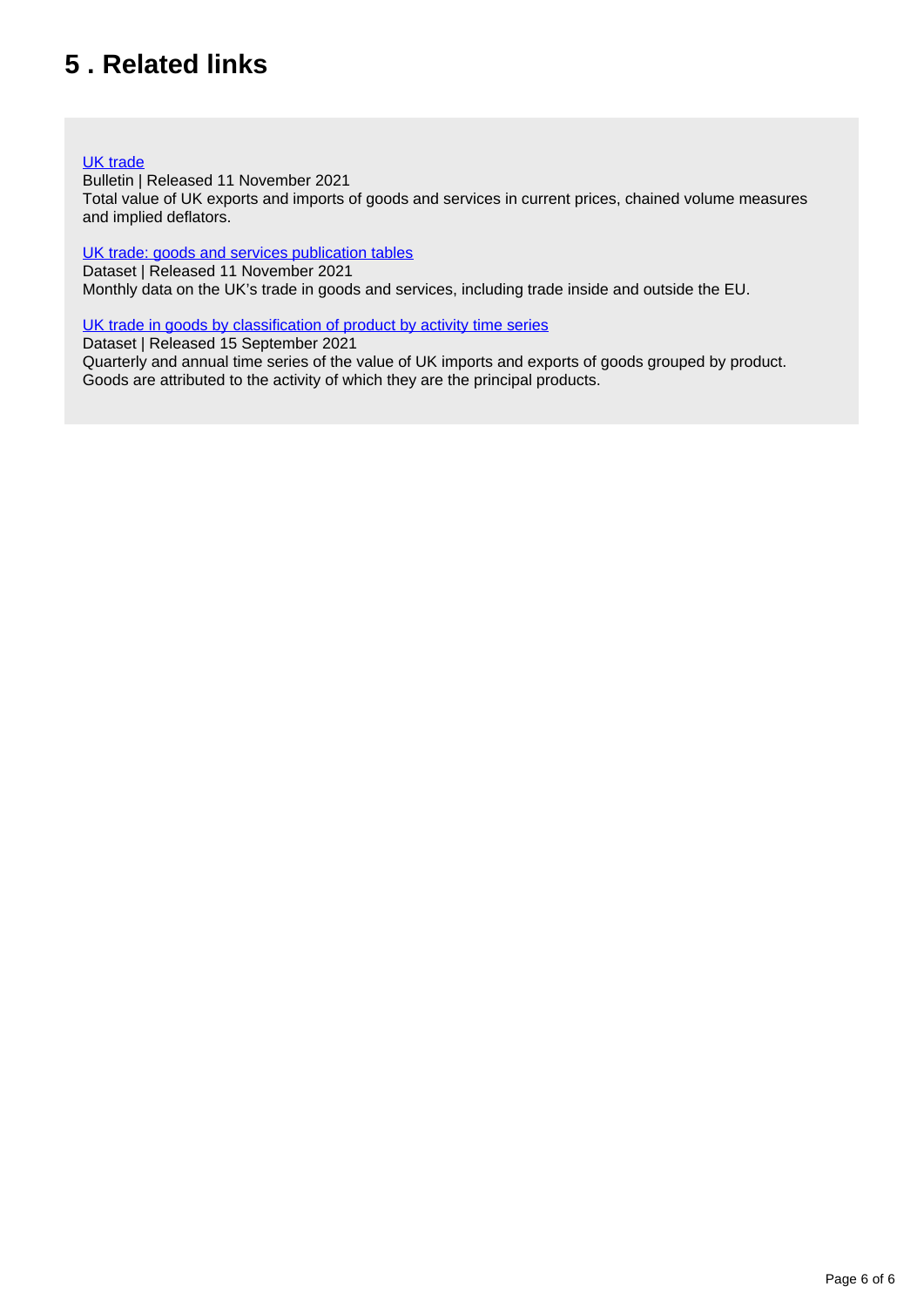## 5 . Related links

[UK trade](#)
Bulletin | Released 11 November 2021
Total value of UK exports and imports of goods and services in current prices, chained volume measures and implied deflators.

[UK trade: goods and services publication tables](#)
Dataset | Released 11 November 2021
Monthly data on the UK's trade in goods and services, including trade inside and outside the EU.

[UK trade in goods by classification of product by activity time series](#)
Dataset | Released 15 September 2021
Quarterly and annual time series of the value of UK imports and exports of goods grouped by product. Goods are attributed to the activity of which they are the principal products.